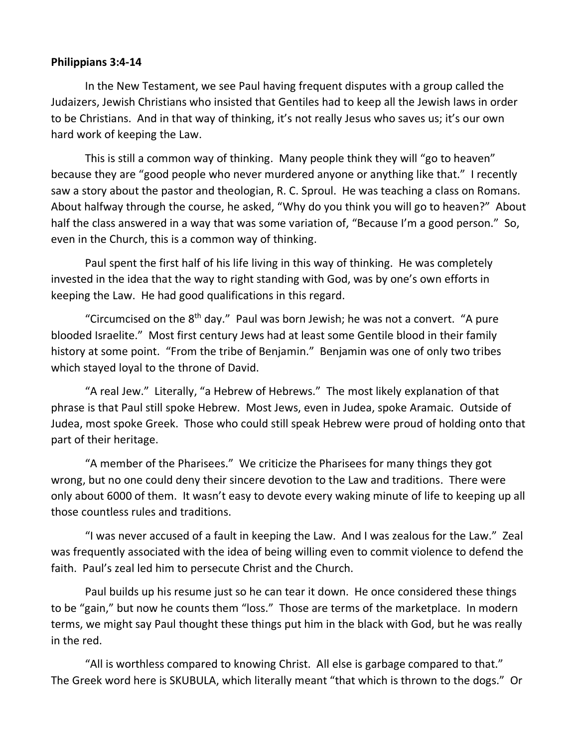**Philippians 3:4-14**

In the New Testament, we see Paul having frequent disputes with a group called the Judaizers, Jewish Christians who insisted that Gentiles had to keep all the Jewish laws in order to be Christians. And in that way of thinking, it's not really Jesus who saves us; it's our own hard work of keeping the Law.

This is still a common way of thinking. Many people think they will "go to heaven" because they are "good people who never murdered anyone or anything like that." I recently saw a story about the pastor and theologian, R. C. Sproul. He was teaching a class on Romans. About halfway through the course, he asked, "Why do you think you will go to heaven?" About half the class answered in a way that was some variation of, "Because I'm a good person." So, even in the Church, this is a common way of thinking.

Paul spent the first half of his life living in this way of thinking. He was completely invested in the idea that the way to right standing with God, was by one's own efforts in keeping the Law. He had good qualifications in this regard.

"Circumcised on the 8th day." Paul was born Jewish; he was not a convert. "A pure blooded Israelite." Most first century Jews had at least some Gentile blood in their family history at some point. "From the tribe of Benjamin." Benjamin was one of only two tribes which stayed loyal to the throne of David.

"A real Jew." Literally, "a Hebrew of Hebrews." The most likely explanation of that phrase is that Paul still spoke Hebrew. Most Jews, even in Judea, spoke Aramaic. Outside of Judea, most spoke Greek. Those who could still speak Hebrew were proud of holding onto that part of their heritage.

"A member of the Pharisees." We criticize the Pharisees for many things they got wrong, but no one could deny their sincere devotion to the Law and traditions. There were only about 6000 of them. It wasn't easy to devote every waking minute of life to keeping up all those countless rules and traditions.

"I was never accused of a fault in keeping the Law. And I was zealous for the Law." Zeal was frequently associated with the idea of being willing even to commit violence to defend the faith. Paul's zeal led him to persecute Christ and the Church.

Paul builds up his resume just so he can tear it down. He once considered these things to be "gain," but now he counts them "loss." Those are terms of the marketplace. In modern terms, we might say Paul thought these things put him in the black with God, but he was really in the red.

"All is worthless compared to knowing Christ. All else is garbage compared to that." The Greek word here is SKUBULA, which literally meant "that which is thrown to the dogs." Or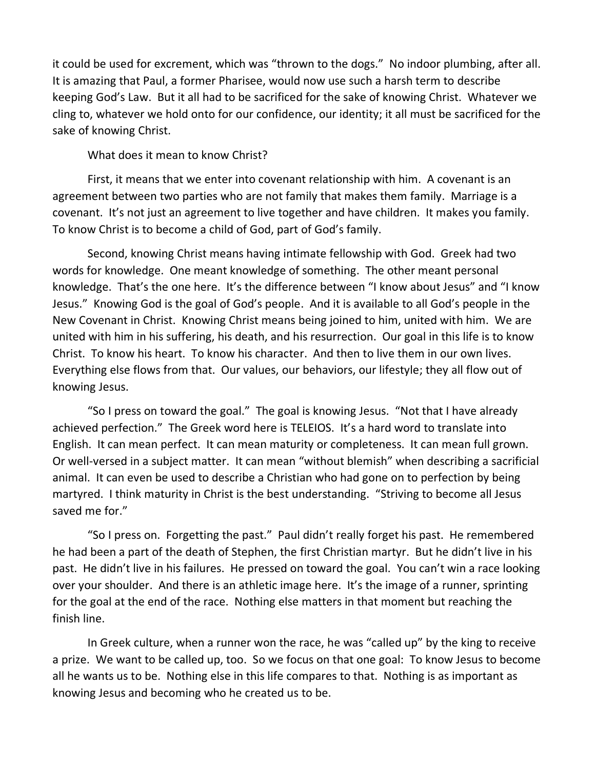it could be used for excrement, which was "thrown to the dogs." No indoor plumbing, after all. It is amazing that Paul, a former Pharisee, would now use such a harsh term to describe keeping God's Law. But it all had to be sacrificed for the sake of knowing Christ. Whatever we cling to, whatever we hold onto for our confidence, our identity; it all must be sacrificed for the sake of knowing Christ.

What does it mean to know Christ?

First, it means that we enter into covenant relationship with him. A covenant is an agreement between two parties who are not family that makes them family. Marriage is a covenant. It's not just an agreement to live together and have children. It makes you family. To know Christ is to become a child of God, part of God's family.

Second, knowing Christ means having intimate fellowship with God. Greek had two words for knowledge. One meant knowledge of something. The other meant personal knowledge. That's the one here. It's the difference between "I know about Jesus" and "I know Jesus." Knowing God is the goal of God's people. And it is available to all God's people in the New Covenant in Christ. Knowing Christ means being joined to him, united with him. We are united with him in his suffering, his death, and his resurrection. Our goal in this life is to know Christ. To know his heart. To know his character. And then to live them in our own lives. Everything else flows from that. Our values, our behaviors, our lifestyle; they all flow out of knowing Jesus.

"So I press on toward the goal." The goal is knowing Jesus. "Not that I have already achieved perfection." The Greek word here is TELEIOS. It's a hard word to translate into English. It can mean perfect. It can mean maturity or completeness. It can mean full grown. Or well-versed in a subject matter. It can mean "without blemish" when describing a sacrificial animal. It can even be used to describe a Christian who had gone on to perfection by being martyred. I think maturity in Christ is the best understanding. "Striving to become all Jesus saved me for."

"So I press on. Forgetting the past." Paul didn't really forget his past. He remembered he had been a part of the death of Stephen, the first Christian martyr. But he didn't live in his past. He didn't live in his failures. He pressed on toward the goal. You can't win a race looking over your shoulder. And there is an athletic image here. It's the image of a runner, sprinting for the goal at the end of the race. Nothing else matters in that moment but reaching the finish line.

In Greek culture, when a runner won the race, he was "called up" by the king to receive a prize. We want to be called up, too. So we focus on that one goal: To know Jesus to become all he wants us to be. Nothing else in this life compares to that. Nothing is as important as knowing Jesus and becoming who he created us to be.